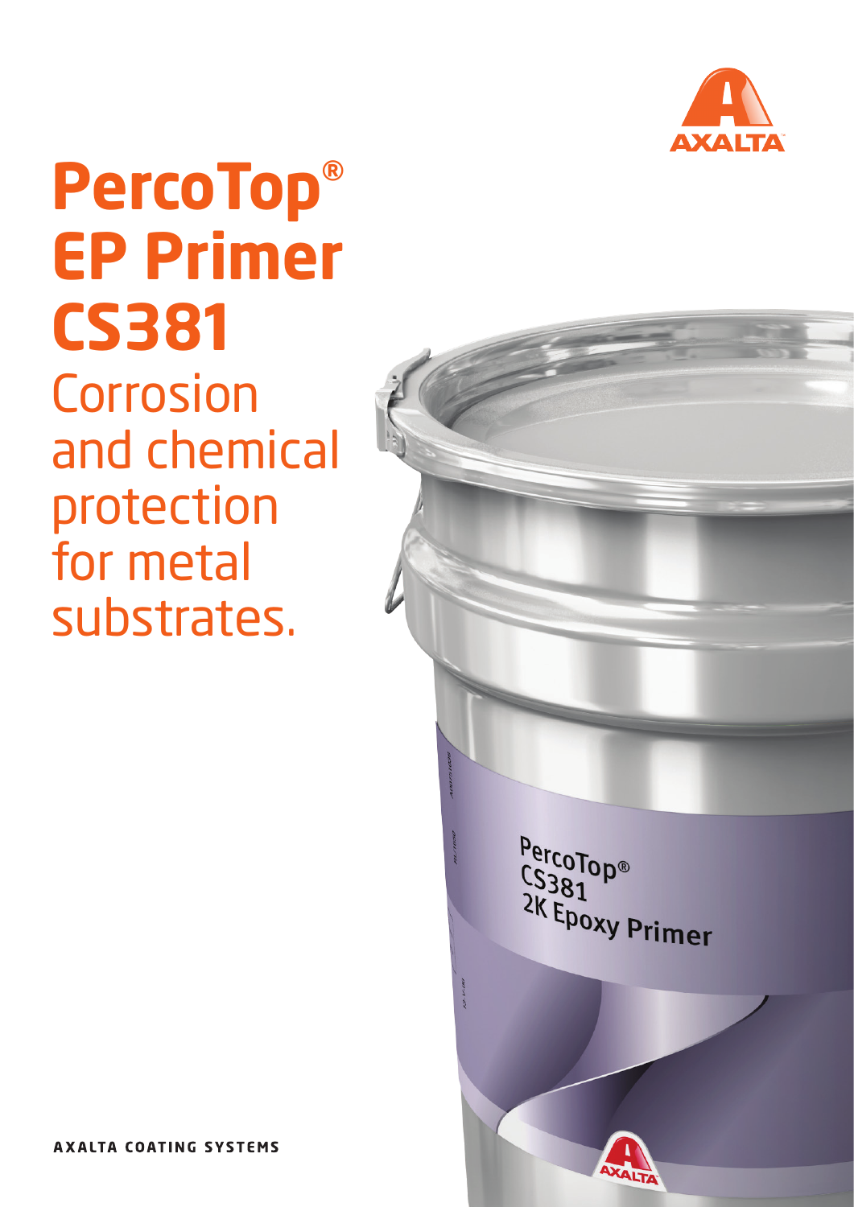# PercoTop® EP Primer CS381

Corrosion and chemical protection for metal substrates.

AXALTA COATING SYSTEMS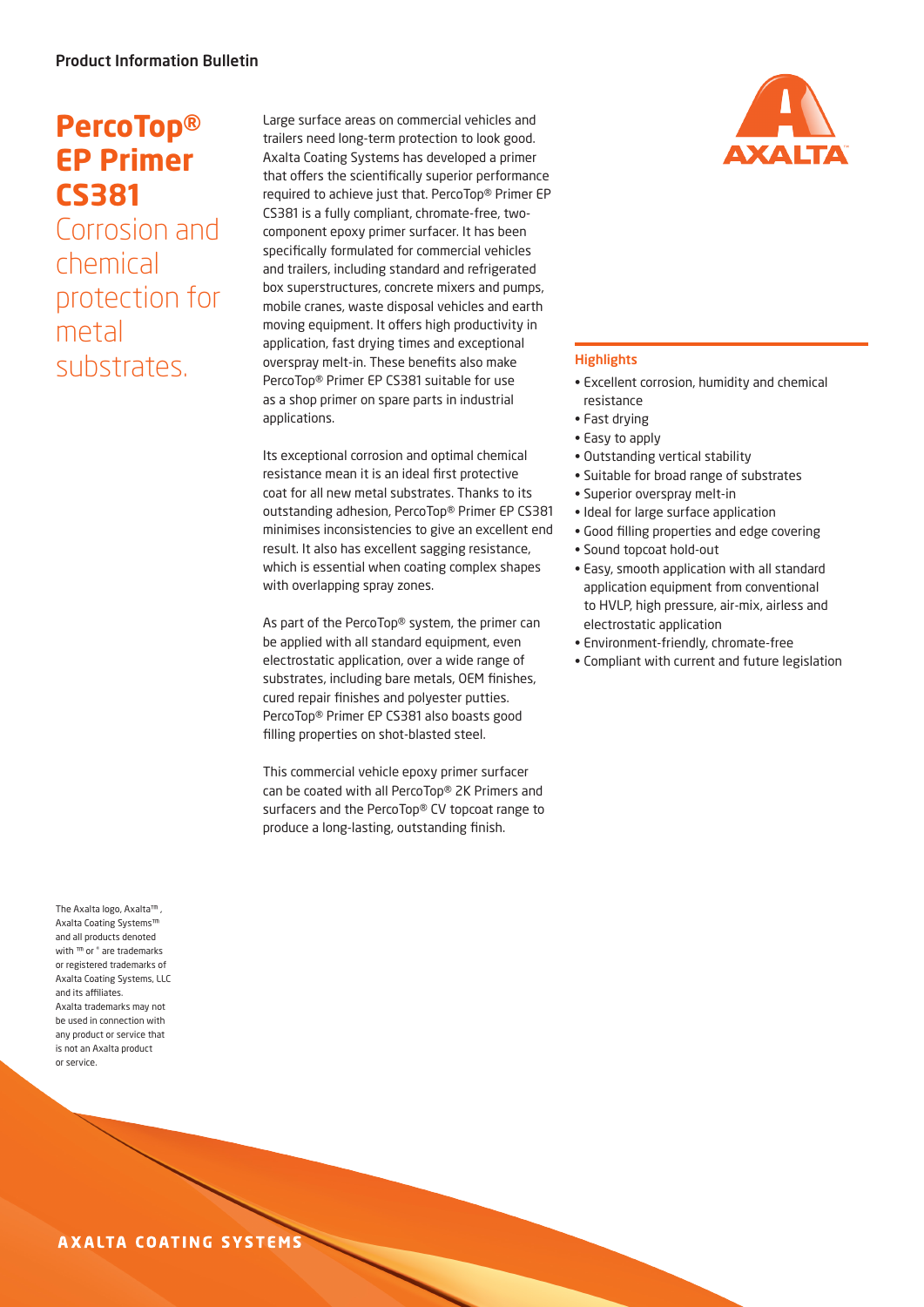Product Information Bulletin

# PercoTop® EP Primer CS381

## Corrosion and chemical protection for metal substrates.

Large surface areas on commercial vehicles and trailers need long-term protection to look good. Axalta Coating Systems has developed a primer that offers the scientifically superior performance required to achieve just that. PercoTop® Primer EP CS381 is a fully compliant, chromate-free, two-component epoxy primer surfacer. It has been specifically formulated for commercial vehicles and trailers, including standard and refrigerated box superstructures, concrete mixers and pumps, mobile cranes, waste disposal vehicles and earth moving equipment. It offers high productivity in application, fast drying times and exceptional overspray melt-in. These benefits also make PercoTop® Primer EP CS381 suitable for use as a shop primer on spare parts in industrial applications.

Its exceptional corrosion and optimal chemical resistance mean it is an ideal first protective coat for all new metal substrates. Thanks to its outstanding adhesion, PercoTop® Primer EP CS381 minimises inconsistencies to give an excellent end result. It also has excellent sagging resistance, which is essential when coating complex shapes with overlapping spray zones.

As part of the PercoTop® system, the primer can be applied with all standard equipment, even electrostatic application, over a wide range of substrates, including bare metals, OEM finishes, cured repair finishes and polyester putties. PercoTop® Primer EP CS381 also boasts good filling properties on shot-blasted steel.

This commercial vehicle epoxy primer surfacer can be coated with all PercoTop® 2K Primers and surfacers and the PercoTop® CV topcoat range to produce a long-lasting, outstanding finish.

### Highlights

- Excellent corrosion, humidity and chemical resistance
- Fast drying
- Easy to apply
- Outstanding vertical stability
- Suitable for broad range of substrates
- Superior overspray melt-in
- Ideal for large surface application
- Good filling properties and edge covering
- Sound topcoat hold-out
- Easy, smooth application with all standard application equipment from conventional to HVLP, high pressure, air-mix, airless and electrostatic application
- Environment-friendly, chromate-free
- Compliant with current and future legislation

The Axalta logo, Axalta™, Axalta Coating Systems™ and all products denoted with ™ or ® are trademarks or registered trademarks of Axalta Coating Systems, LLC and its affiliates. Axalta trademarks may not be used in connection with any product or service that is not an Axalta product or service.

AXALTA COATING SYSTEMS